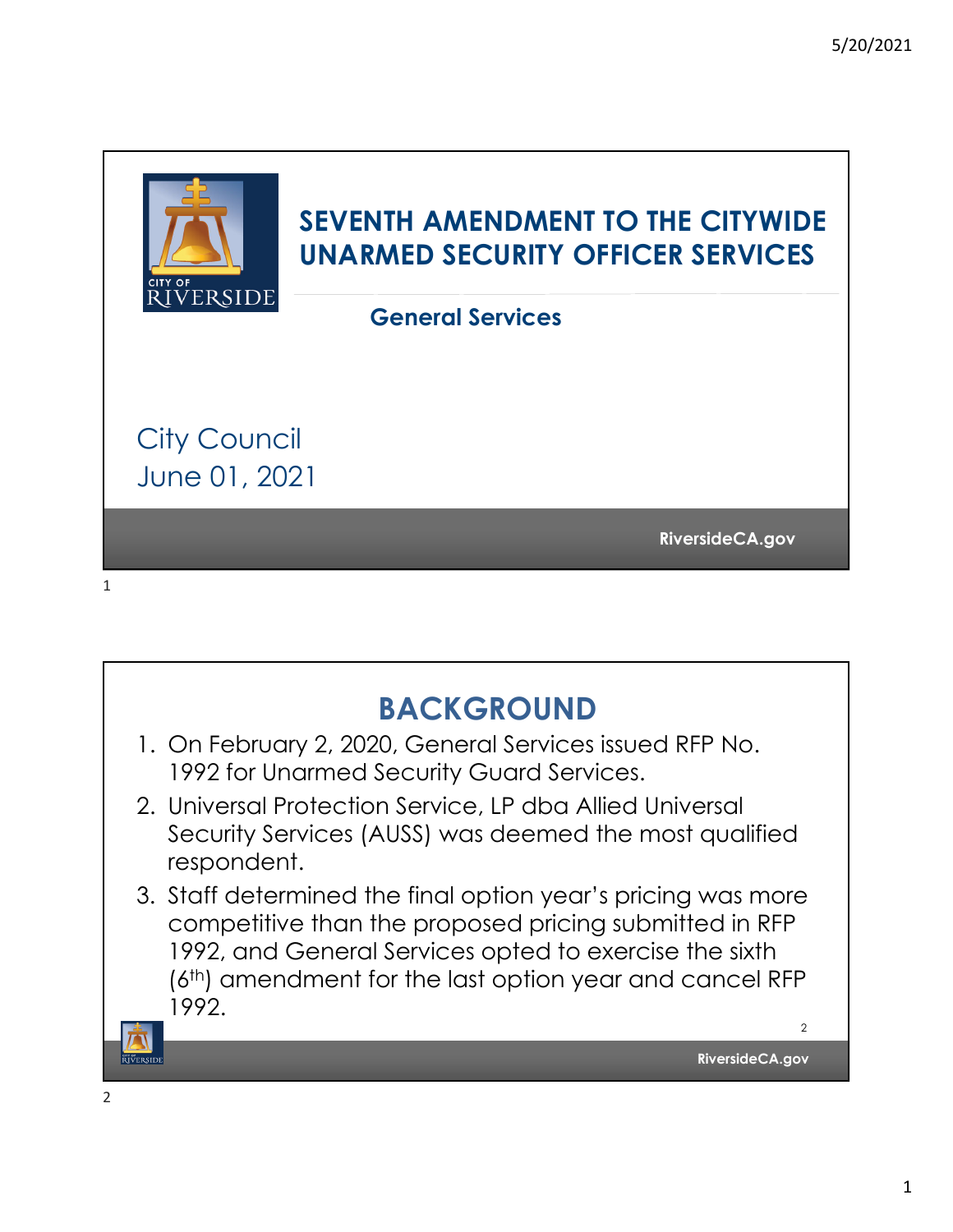# SEVENTH AMENDMENT TO THE CITYWIDE UNARMED SECURITY OFFICER SERVICES

**General Services**

City Council
June 01, 2021

RiversideCA.gov

## BACKGROUND

1. On February 2, 2020, General Services issued RFP No. 1992 for Unarmed Security Guard Services.
2. Universal Protection Service, LP dba Allied Universal Security Services (AUSS) was deemed the most qualified respondent.
3. Staff determined the final option year's pricing was more competitive than the proposed pricing submitted in RFP 1992, and General Services opted to exercise the sixth (6th) amendment for the last option year and cancel RFP 1992.

RiversideCA.gov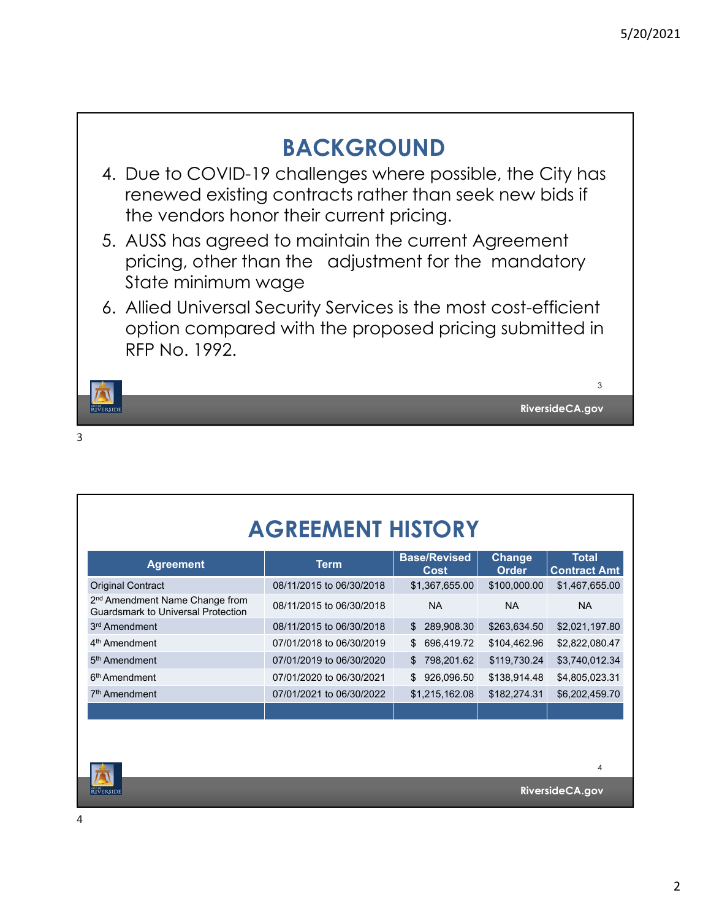# BACKGROUND

4. Due to COVID-19 challenges where possible, the City has renewed existing contracts rather than seek new bids if the vendors honor their current pricing.
5. AUSS has agreed to maintain the current Agreement pricing, other than the adjustment for the mandatory State minimum wage
6. Allied Universal Security Services is the most cost-efficient option compared with the proposed pricing submitted in RFP No. 1992.

# AGREEMENT HISTORY

| Agreement | Term | Base/Revised Cost | Change Order | Total Contract Amt |
|---|---|---|---|---|
| Original Contract | 08/11/2015 to 06/30/2018 | $1,367,655.00 | $100,000.00 | $1,467,655.00 |
| 2nd Amendment Name Change from Guardsmark to Universal Protection | 08/11/2015 to 06/30/2018 | NA | NA | NA |
| 3rd Amendment | 08/11/2015 to 06/30/2018 | $ 289,908.30 | $263,634.50 | $2,021,197.80 |
| 4th Amendment | 07/01/2018 to 06/30/2019 | $ 696,419.72 | $104,462.96 | $2,822,080.47 |
| 5th Amendment | 07/01/2019 to 06/30/2020 | $ 798,201.62 | $119,730.24 | $3,740,012.34 |
| 6th Amendment | 07/01/2020 to 06/30/2021 | $ 926,096.50 | $138,914.48 | $4,805,023.31 |
| 7th Amendment | 07/01/2021 to 06/30/2022 | $1,215,162.08 | $182,274.31 | $6,202,459.70 |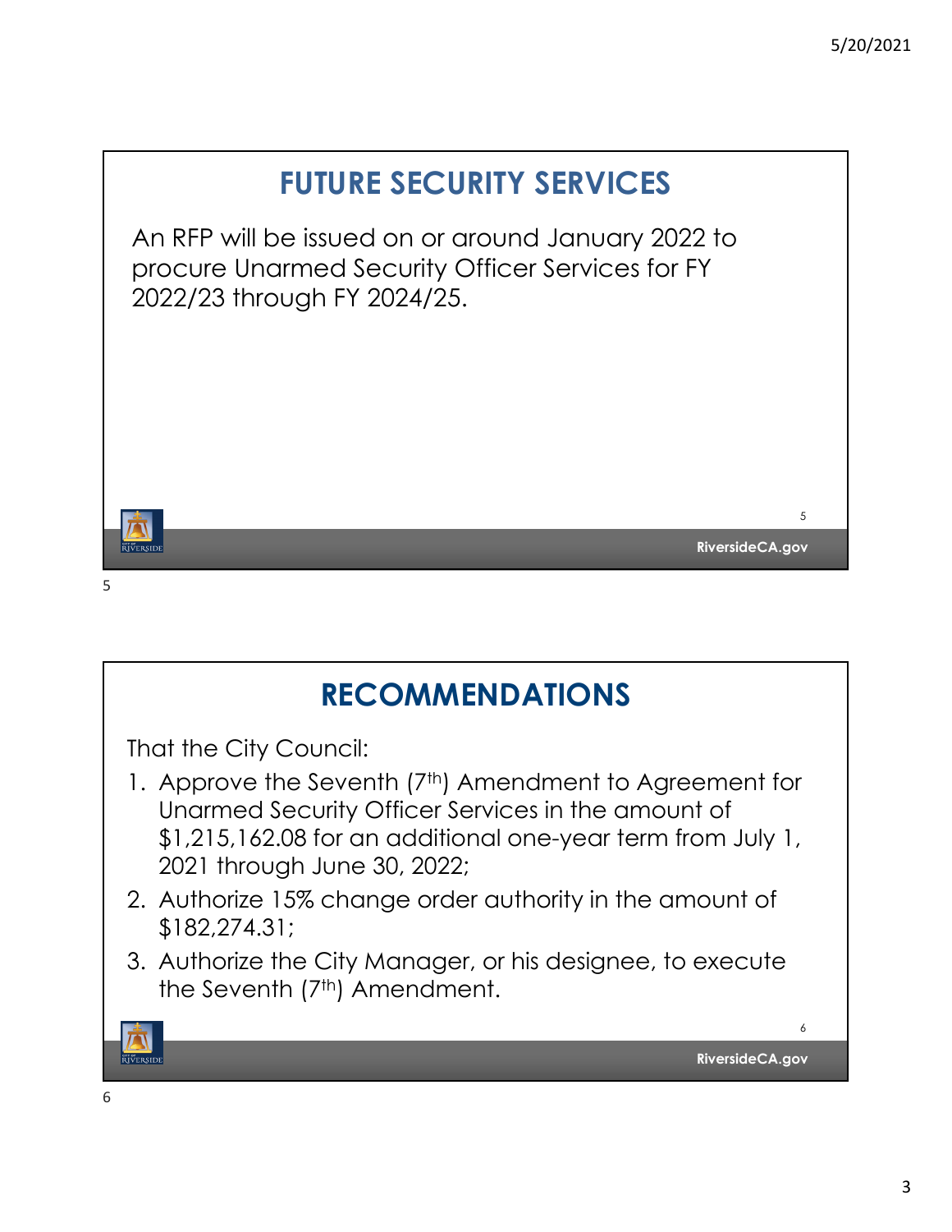## FUTURE SECURITY SERVICES

An RFP will be issued on or around January 2022 to procure Unarmed Security Officer Services for FY 2022/23 through FY 2024/25.

## RECOMMENDATIONS

That the City Council:

1. Approve the Seventh (7th) Amendment to Agreement for Unarmed Security Officer Services in the amount of $1,215,162.08 for an additional one-year term from July 1, 2021 through June 30, 2022;
2. Authorize 15% change order authority in the amount of $182,274.31;
3. Authorize the City Manager, or his designee, to execute the Seventh (7th) Amendment.